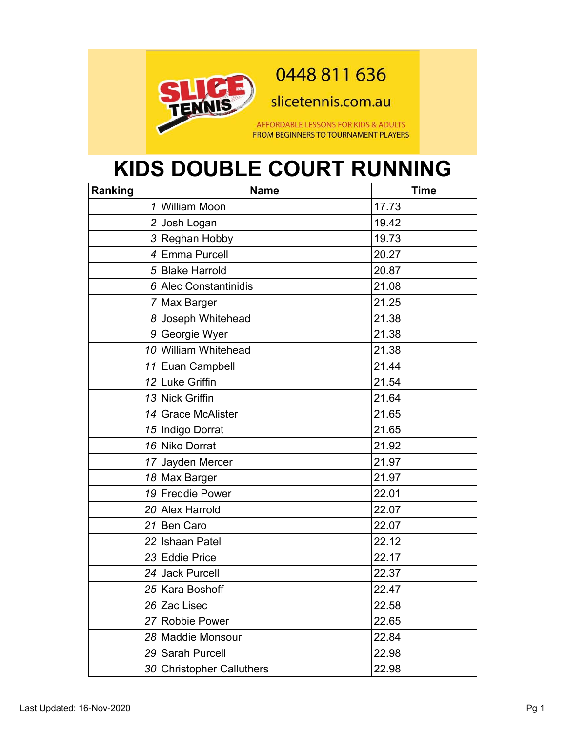0448 811 636

slicetennis.com.au

AFFORDABLE LESSONS FOR KIDS & ADULTS
FROM BEGINNERS TO TOURNAMENT PLAYERS

# KIDS DOUBLE COURT RUNNING

| Ranking | Name | Time |
|---|---|---|
| 1 | William Moon | 17.73 |
| 2 | Josh Logan | 19.42 |
| 3 | Reghan Hobby | 19.73 |
| 4 | Emma Purcell | 20.27 |
| 5 | Blake Harrold | 20.87 |
| 6 | Alec Constantinidis | 21.08 |
| 7 | Max Barger | 21.25 |
| 8 | Joseph Whitehead | 21.38 |
| 9 | Georgie Wyer | 21.38 |
| 10 | William Whitehead | 21.38 |
| 11 | Euan Campbell | 21.44 |
| 12 | Luke Griffin | 21.54 |
| 13 | Nick Griffin | 21.64 |
| 14 | Grace McAlister | 21.65 |
| 15 | Indigo Dorrat | 21.65 |
| 16 | Niko Dorrat | 21.92 |
| 17 | Jayden Mercer | 21.97 |
| 18 | Max Barger | 21.97 |
| 19 | Freddie Power | 22.01 |
| 20 | Alex Harrold | 22.07 |
| 21 | Ben Caro | 22.07 |
| 22 | Ishaan Patel | 22.12 |
| 23 | Eddie Price | 22.17 |
| 24 | Jack Purcell | 22.37 |
| 25 | Kara Boshoff | 22.47 |
| 26 | Zac Lisec | 22.58 |
| 27 | Robbie Power | 22.65 |
| 28 | Maddie Monsour | 22.84 |
| 29 | Sarah Purcell | 22.98 |
| 30 | Christopher Calluthers | 22.98 |

Last Updated: 16-Nov-2020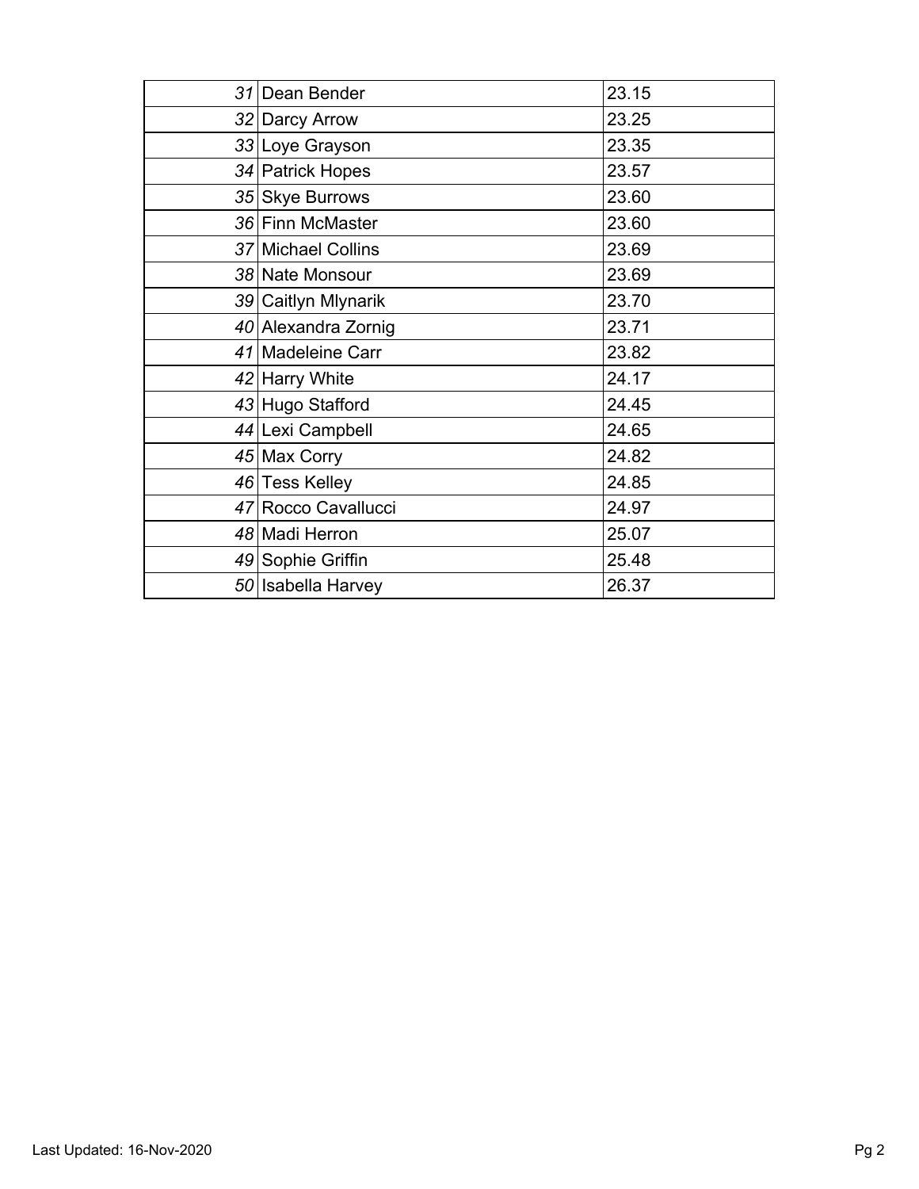| | | |
|---|---|---|
| *31* | Dean Bender | 23.15 |
| *32* | Darcy Arrow | 23.25 |
| *33* | Loye Grayson | 23.35 |
| *34* | Patrick Hopes | 23.57 |
| *35* | Skye Burrows | 23.60 |
| *36* | Finn McMaster | 23.60 |
| *37* | Michael Collins | 23.69 |
| *38* | Nate Monsour | 23.69 |
| *39* | Caitlyn Mlynarik | 23.70 |
| *40* | Alexandra Zornig | 23.71 |
| *41* | Madeleine Carr | 23.82 |
| *42* | Harry White | 24.17 |
| *43* | Hugo Stafford | 24.45 |
| *44* | Lexi Campbell | 24.65 |
| *45* | Max Corry | 24.82 |
| *46* | Tess Kelley | 24.85 |
| *47* | Rocco Cavallucci | 24.97 |
| *48* | Madi Herron | 25.07 |
| *49* | Sophie Griffin | 25.48 |
| *50* | Isabella Harvey | 26.37 |

Last Updated: 16-Nov-2020